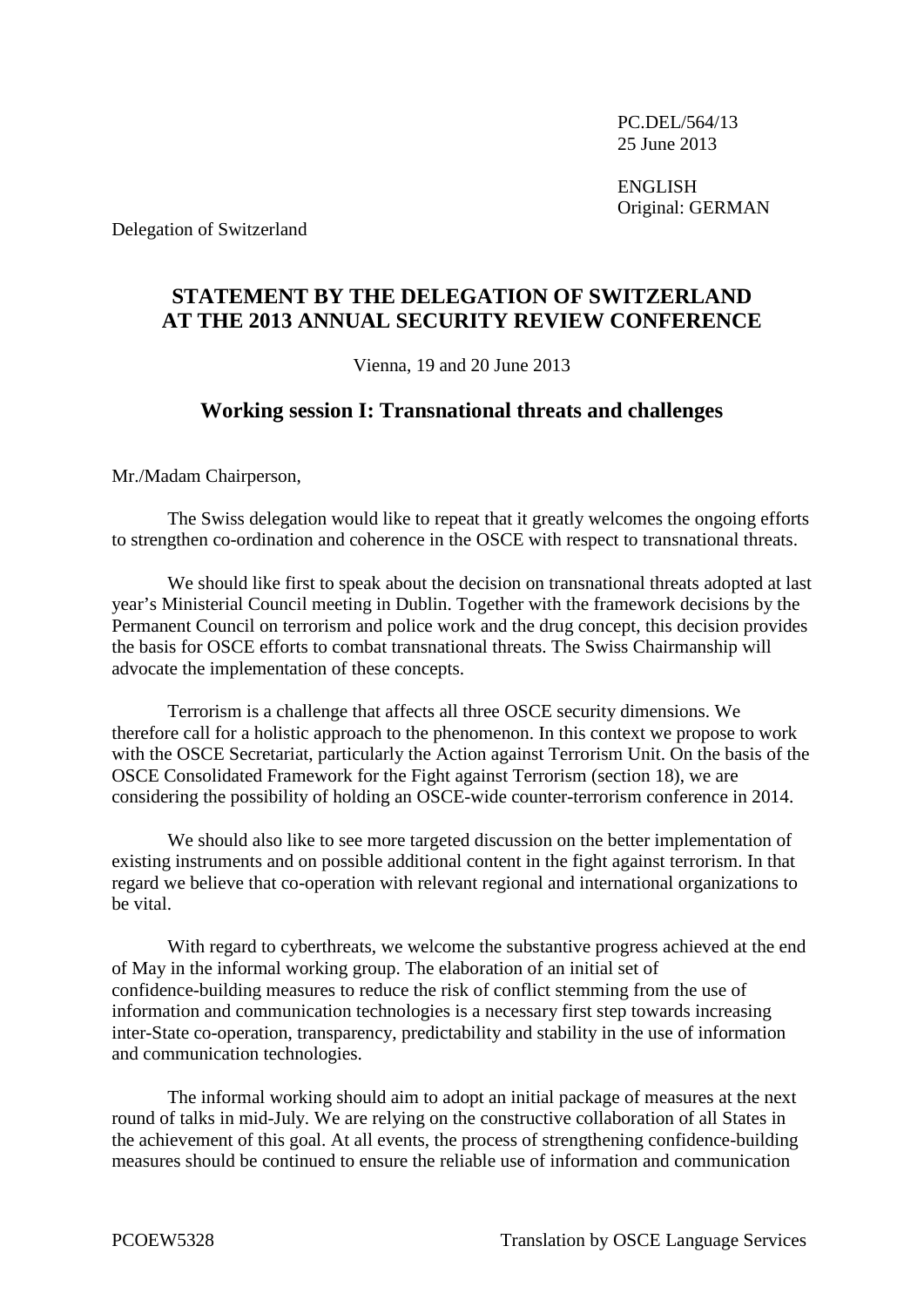PC.DEL/564/13
25 June 2013

ENGLISH
Original: GERMAN

Delegation of Switzerland

# STATEMENT BY THE DELEGATION OF SWITZERLAND AT THE 2013 ANNUAL SECURITY REVIEW CONFERENCE

Vienna, 19 and 20 June 2013

## Working session I: Transnational threats and challenges

Mr./Madam Chairperson,

The Swiss delegation would like to repeat that it greatly welcomes the ongoing efforts to strengthen co-ordination and coherence in the OSCE with respect to transnational threats.

We should like first to speak about the decision on transnational threats adopted at last year's Ministerial Council meeting in Dublin. Together with the framework decisions by the Permanent Council on terrorism and police work and the drug concept, this decision provides the basis for OSCE efforts to combat transnational threats. The Swiss Chairmanship will advocate the implementation of these concepts.

Terrorism is a challenge that affects all three OSCE security dimensions. We therefore call for a holistic approach to the phenomenon. In this context we propose to work with the OSCE Secretariat, particularly the Action against Terrorism Unit. On the basis of the OSCE Consolidated Framework for the Fight against Terrorism (section 18), we are considering the possibility of holding an OSCE-wide counter-terrorism conference in 2014.

We should also like to see more targeted discussion on the better implementation of existing instruments and on possible additional content in the fight against terrorism. In that regard we believe that co-operation with relevant regional and international organizations to be vital.

With regard to cyberthreats, we welcome the substantive progress achieved at the end of May in the informal working group. The elaboration of an initial set of confidence-building measures to reduce the risk of conflict stemming from the use of information and communication technologies is a necessary first step towards increasing inter-State co-operation, transparency, predictability and stability in the use of information and communication technologies.

The informal working should aim to adopt an initial package of measures at the next round of talks in mid-July. We are relying on the constructive collaboration of all States in the achievement of this goal. At all events, the process of strengthening confidence-building measures should be continued to ensure the reliable use of information and communication

PCOEW5328 Translation by OSCE Language Services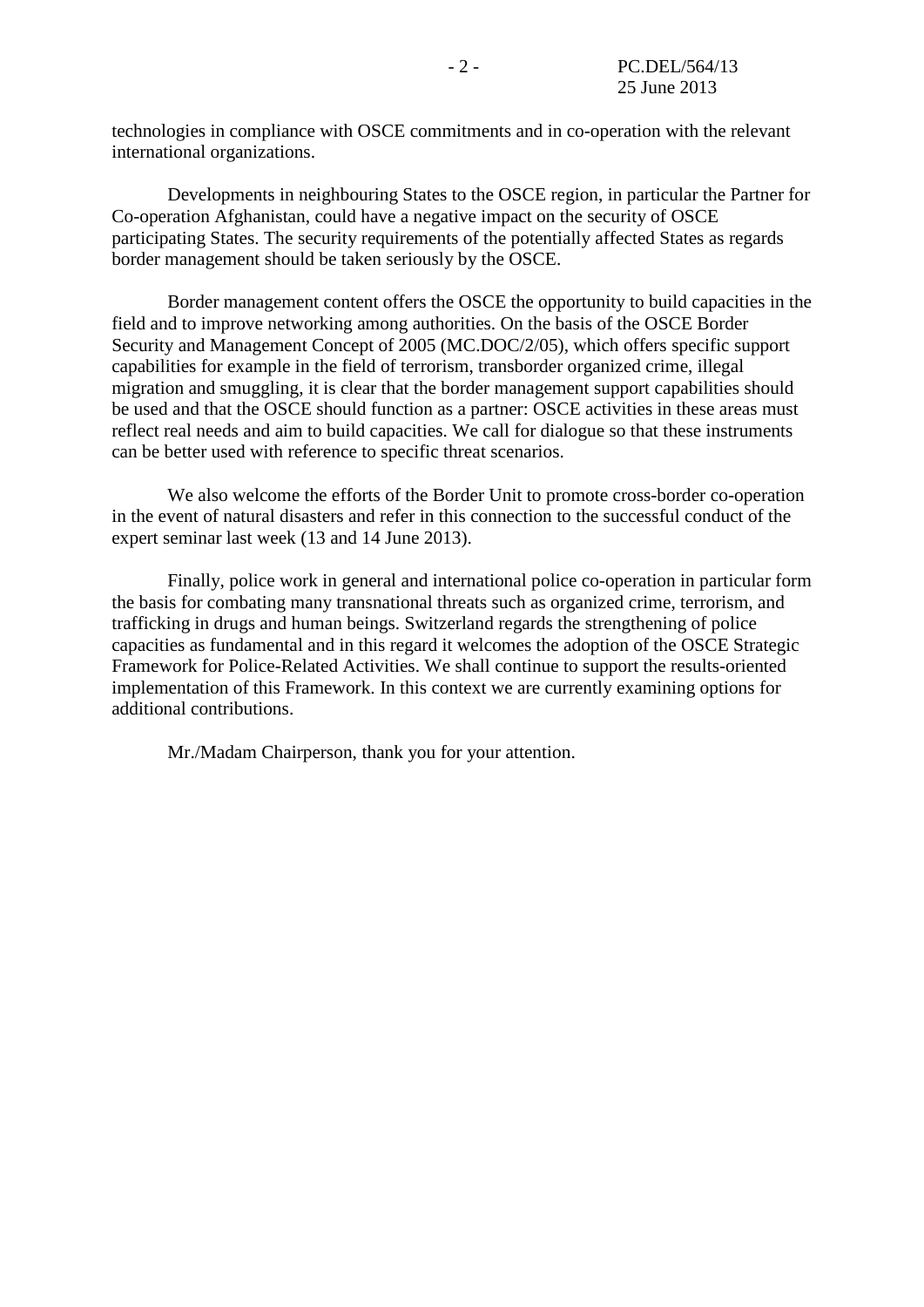technologies in compliance with OSCE commitments and in co-operation with the relevant international organizations.

Developments in neighbouring States to the OSCE region, in particular the Partner for Co-operation Afghanistan, could have a negative impact on the security of OSCE participating States. The security requirements of the potentially affected States as regards border management should be taken seriously by the OSCE.

Border management content offers the OSCE the opportunity to build capacities in the field and to improve networking among authorities. On the basis of the OSCE Border Security and Management Concept of 2005 (MC.DOC/2/05), which offers specific support capabilities for example in the field of terrorism, transborder organized crime, illegal migration and smuggling, it is clear that the border management support capabilities should be used and that the OSCE should function as a partner: OSCE activities in these areas must reflect real needs and aim to build capacities. We call for dialogue so that these instruments can be better used with reference to specific threat scenarios.

We also welcome the efforts of the Border Unit to promote cross-border co-operation in the event of natural disasters and refer in this connection to the successful conduct of the expert seminar last week (13 and 14 June 2013).

Finally, police work in general and international police co-operation in particular form the basis for combating many transnational threats such as organized crime, terrorism, and trafficking in drugs and human beings. Switzerland regards the strengthening of police capacities as fundamental and in this regard it welcomes the adoption of the OSCE Strategic Framework for Police-Related Activities. We shall continue to support the results-oriented implementation of this Framework. In this context we are currently examining options for additional contributions.

Mr./Madam Chairperson, thank you for your attention.